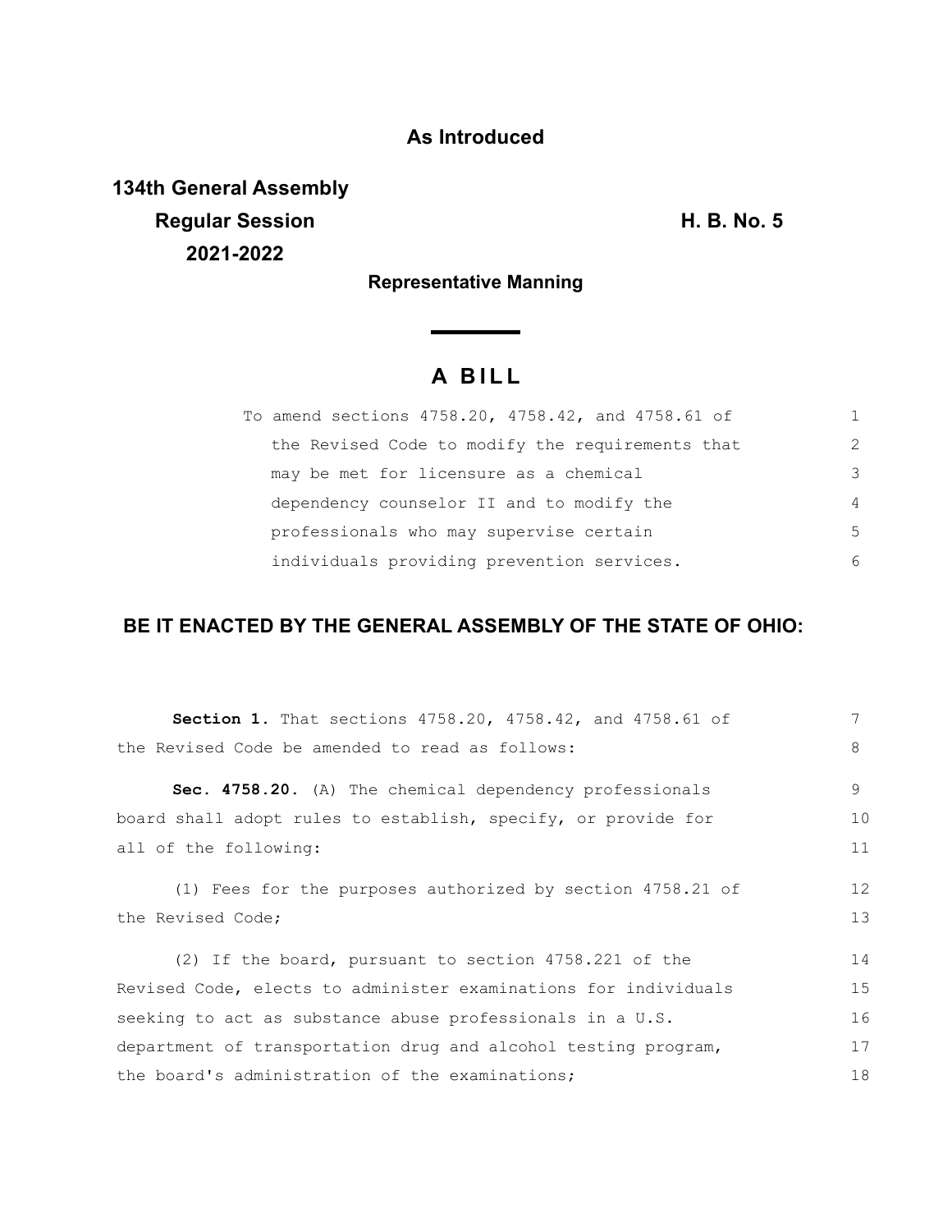**As Introduced**

**134th General Assembly**
**Regular Session**
**2021-2022**

**H. B. No. 5**

**Representative Manning**

# A BILL

To amend sections 4758.20, 4758.42, and 4758.61 of the Revised Code to modify the requirements that may be met for licensure as a chemical dependency counselor II and to modify the professionals who may supervise certain individuals providing prevention services.

**BE IT ENACTED BY THE GENERAL ASSEMBLY OF THE STATE OF OHIO:**

**Section 1.** That sections 4758.20, 4758.42, and 4758.61 of the Revised Code be amended to read as follows:

**Sec. 4758.20.** (A) The chemical dependency professionals board shall adopt rules to establish, specify, or provide for all of the following:

(1) Fees for the purposes authorized by section 4758.21 of the Revised Code;

(2) If the board, pursuant to section 4758.221 of the Revised Code, elects to administer examinations for individuals seeking to act as substance abuse professionals in a U.S. department of transportation drug and alcohol testing program, the board's administration of the examinations;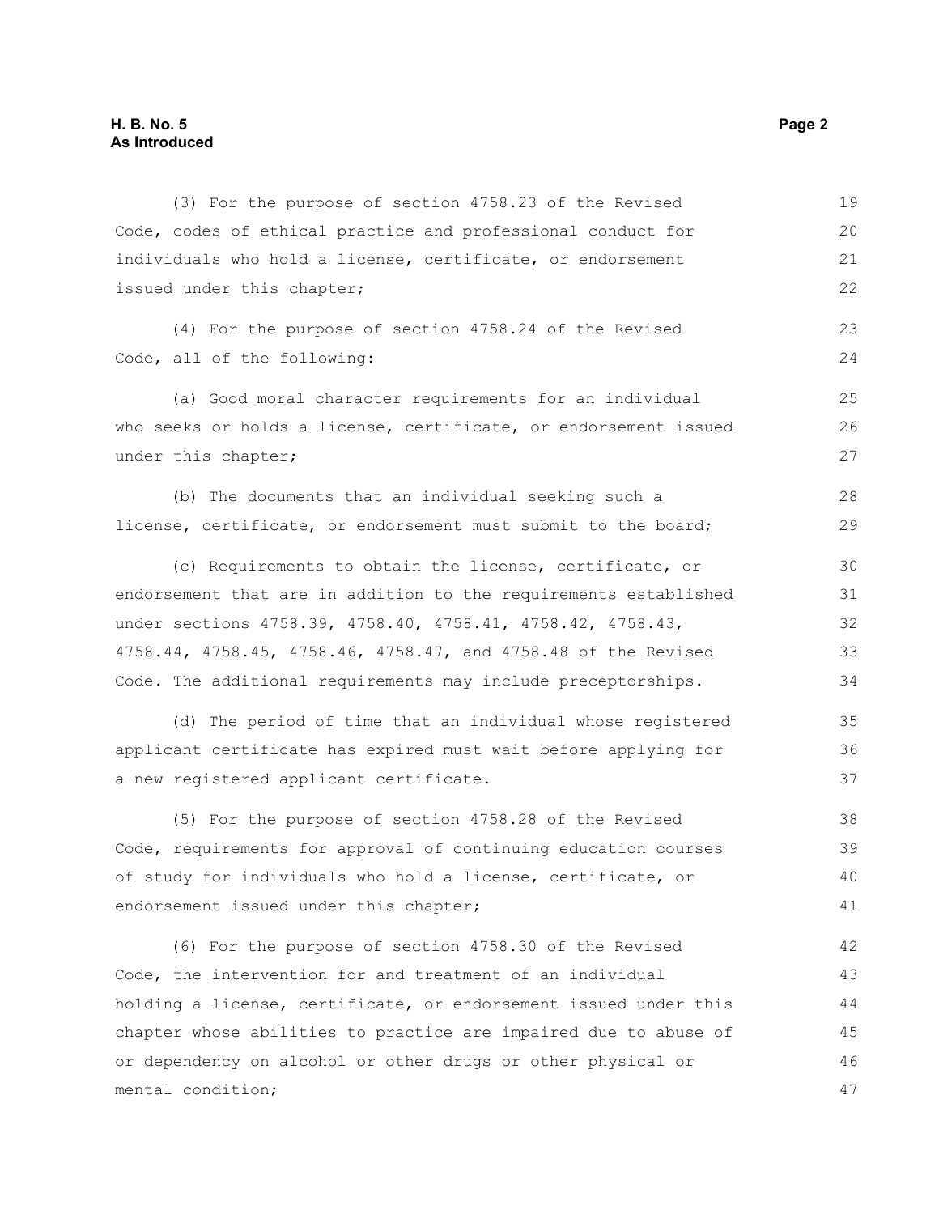(3) For the purpose of section 4758.23 of the Revised Code, codes of ethical practice and professional conduct for individuals who hold a license, certificate, or endorsement issued under this chapter;

(4) For the purpose of section 4758.24 of the Revised Code, all of the following:

(a) Good moral character requirements for an individual who seeks or holds a license, certificate, or endorsement issued under this chapter;

(b) The documents that an individual seeking such a license, certificate, or endorsement must submit to the board;

(c) Requirements to obtain the license, certificate, or endorsement that are in addition to the requirements established under sections 4758.39, 4758.40, 4758.41, 4758.42, 4758.43, 4758.44, 4758.45, 4758.46, 4758.47, and 4758.48 of the Revised Code. The additional requirements may include preceptorships.

(d) The period of time that an individual whose registered applicant certificate has expired must wait before applying for a new registered applicant certificate.

(5) For the purpose of section 4758.28 of the Revised Code, requirements for approval of continuing education courses of study for individuals who hold a license, certificate, or endorsement issued under this chapter;

(6) For the purpose of section 4758.30 of the Revised Code, the intervention for and treatment of an individual holding a license, certificate, or endorsement issued under this chapter whose abilities to practice are impaired due to abuse of or dependency on alcohol or other drugs or other physical or mental condition;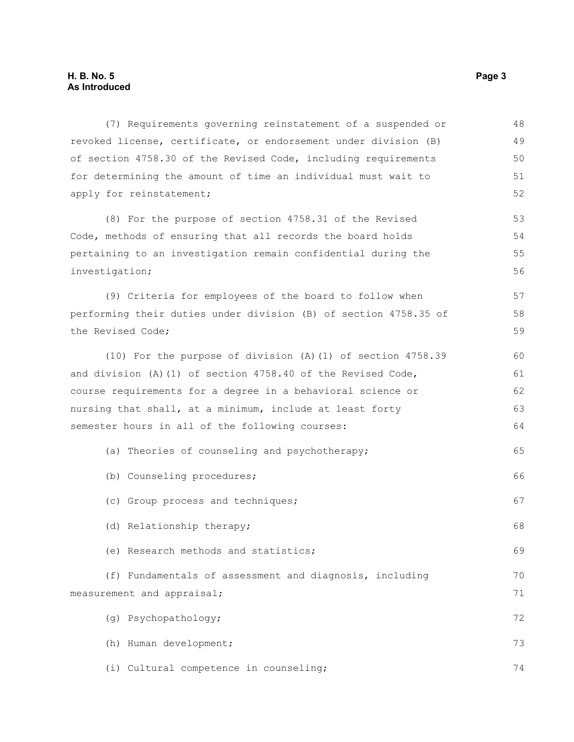(7) Requirements governing reinstatement of a suspended or revoked license, certificate, or endorsement under division (B) of section 4758.30 of the Revised Code, including requirements for determining the amount of time an individual must wait to apply for reinstatement;

(8) For the purpose of section 4758.31 of the Revised Code, methods of ensuring that all records the board holds pertaining to an investigation remain confidential during the investigation;

(9) Criteria for employees of the board to follow when performing their duties under division (B) of section 4758.35 of the Revised Code;

(10) For the purpose of division (A)(1) of section 4758.39 and division (A)(1) of section 4758.40 of the Revised Code, course requirements for a degree in a behavioral science or nursing that shall, at a minimum, include at least forty semester hours in all of the following courses:

(a) Theories of counseling and psychotherapy;

(b) Counseling procedures;

(c) Group process and techniques;

(d) Relationship therapy;

(e) Research methods and statistics;

(f) Fundamentals of assessment and diagnosis, including measurement and appraisal;

(g) Psychopathology;

(h) Human development;

(i) Cultural competence in counseling;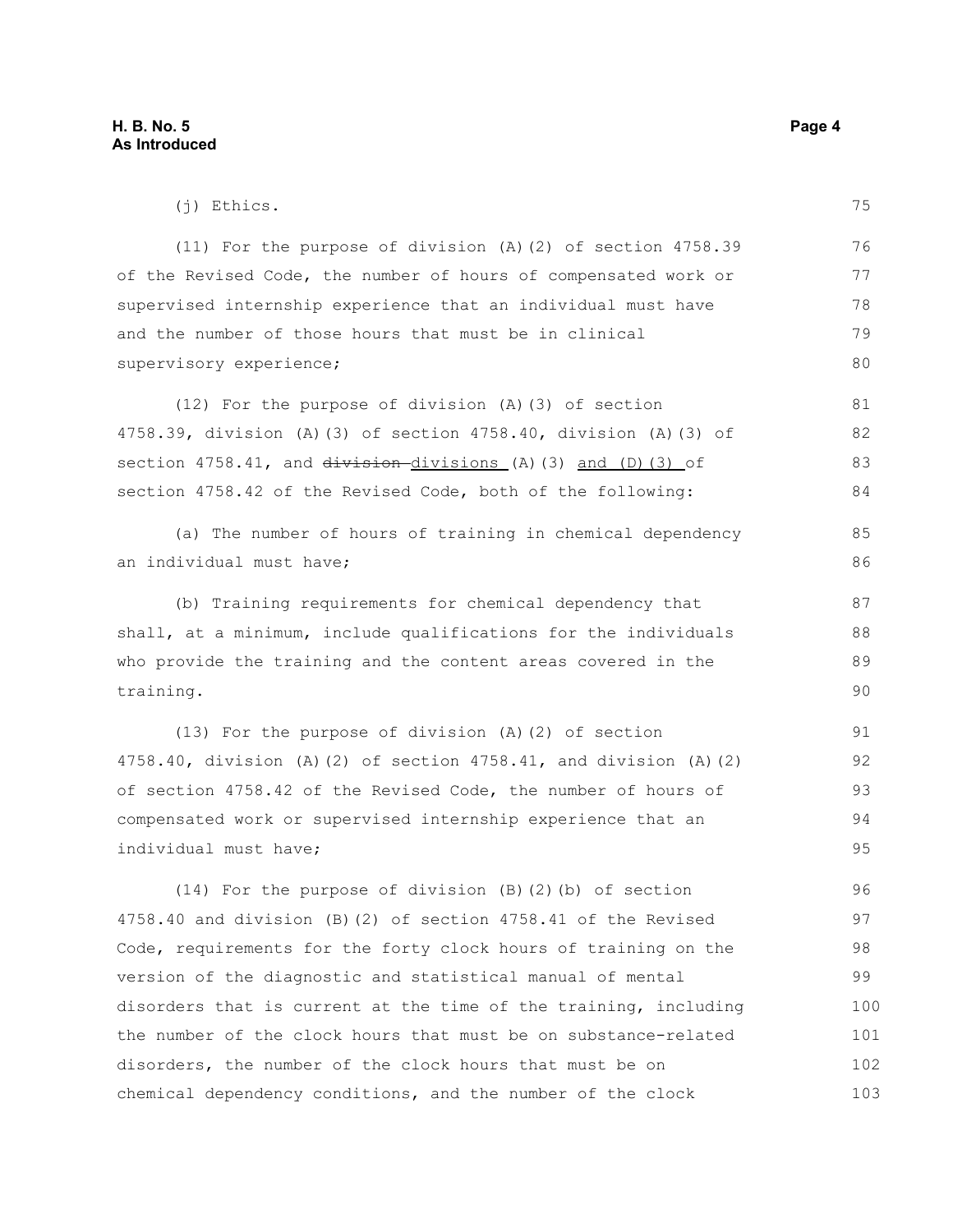(j) Ethics.

(11) For the purpose of division (A)(2) of section 4758.39 of the Revised Code, the number of hours of compensated work or supervised internship experience that an individual must have and the number of those hours that must be in clinical supervisory experience;

(12) For the purpose of division (A)(3) of section 4758.39, division (A)(3) of section 4758.40, division (A)(3) of section 4758.41, and ~~division~~ divisions (A)(3) and (D)(3) of section 4758.42 of the Revised Code, both of the following:

(a) The number of hours of training in chemical dependency an individual must have;

(b) Training requirements for chemical dependency that shall, at a minimum, include qualifications for the individuals who provide the training and the content areas covered in the training.

(13) For the purpose of division (A)(2) of section 4758.40, division (A)(2) of section 4758.41, and division (A)(2) of section 4758.42 of the Revised Code, the number of hours of compensated work or supervised internship experience that an individual must have;

(14) For the purpose of division (B)(2)(b) of section 4758.40 and division (B)(2) of section 4758.41 of the Revised Code, requirements for the forty clock hours of training on the version of the diagnostic and statistical manual of mental disorders that is current at the time of the training, including the number of the clock hours that must be on substance-related disorders, the number of the clock hours that must be on chemical dependency conditions, and the number of the clock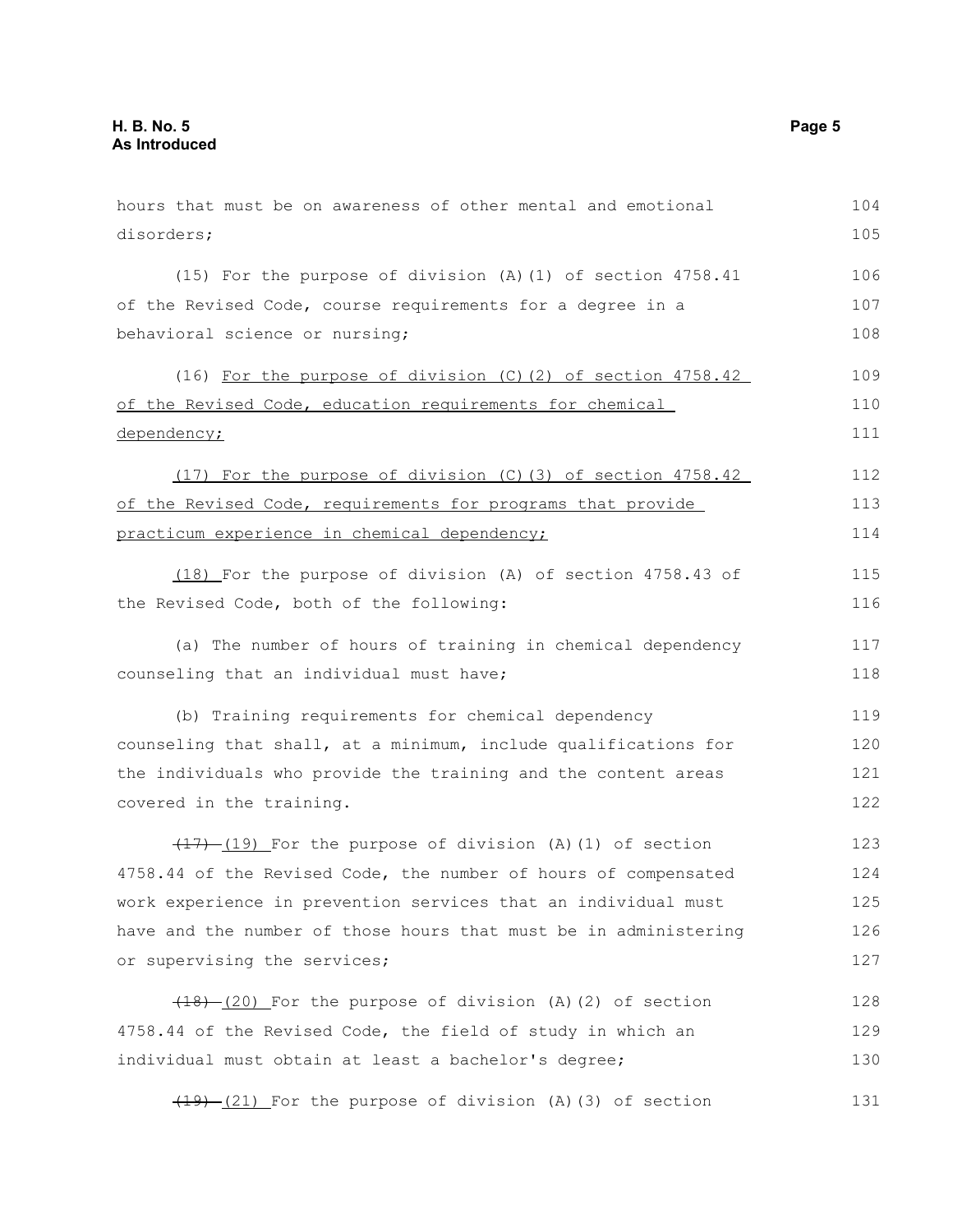hours that must be on awareness of other mental and emotional disorders;

(15) For the purpose of division (A)(1) of section 4758.41 of the Revised Code, course requirements for a degree in a behavioral science or nursing;

(16) For the purpose of division (C)(2) of section 4758.42 of the Revised Code, education requirements for chemical dependency;

(17) For the purpose of division (C)(3) of section 4758.42 of the Revised Code, requirements for programs that provide practicum experience in chemical dependency;

(18) For the purpose of division (A) of section 4758.43 of the Revised Code, both of the following:

(a) The number of hours of training in chemical dependency counseling that an individual must have;

(b) Training requirements for chemical dependency counseling that shall, at a minimum, include qualifications for the individuals who provide the training and the content areas covered in the training.

~~(17)~~ (19) For the purpose of division (A)(1) of section 4758.44 of the Revised Code, the number of hours of compensated work experience in prevention services that an individual must have and the number of those hours that must be in administering or supervising the services;

~~(18)~~ (20) For the purpose of division (A)(2) of section 4758.44 of the Revised Code, the field of study in which an individual must obtain at least a bachelor's degree;

~~(19)~~ (21) For the purpose of division (A)(3) of section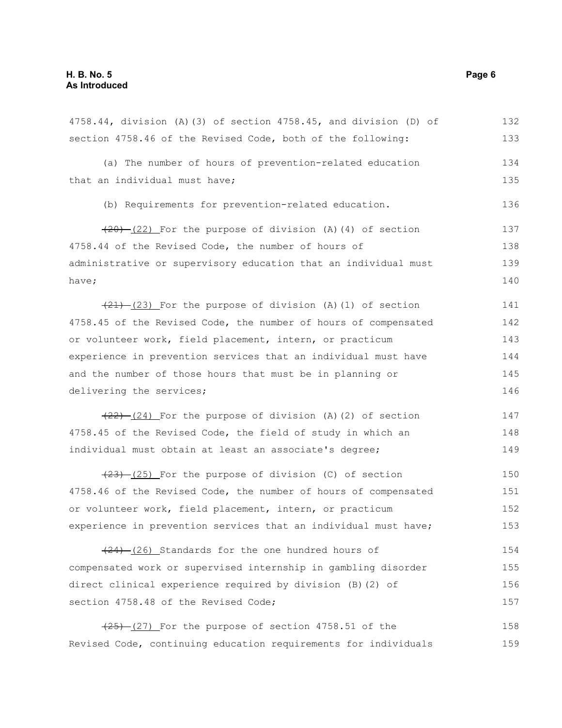4758.44, division (A)(3) of section 4758.45, and division (D) of section 4758.46 of the Revised Code, both of the following:

(a) The number of hours of prevention-related education that an individual must have;

(b) Requirements for prevention-related education.

~~(20)~~ (22) For the purpose of division (A)(4) of section 4758.44 of the Revised Code, the number of hours of administrative or supervisory education that an individual must have;

~~(21)~~ (23) For the purpose of division (A)(1) of section 4758.45 of the Revised Code, the number of hours of compensated or volunteer work, field placement, intern, or practicum experience in prevention services that an individual must have and the number of those hours that must be in planning or delivering the services;

~~(22)~~ (24) For the purpose of division (A)(2) of section 4758.45 of the Revised Code, the field of study in which an individual must obtain at least an associate's degree;

~~(23)~~ (25) For the purpose of division (C) of section 4758.46 of the Revised Code, the number of hours of compensated or volunteer work, field placement, intern, or practicum experience in prevention services that an individual must have;

~~(24)~~ (26) Standards for the one hundred hours of compensated work or supervised internship in gambling disorder direct clinical experience required by division (B)(2) of section 4758.48 of the Revised Code;

~~(25)~~ (27) For the purpose of section 4758.51 of the Revised Code, continuing education requirements for individuals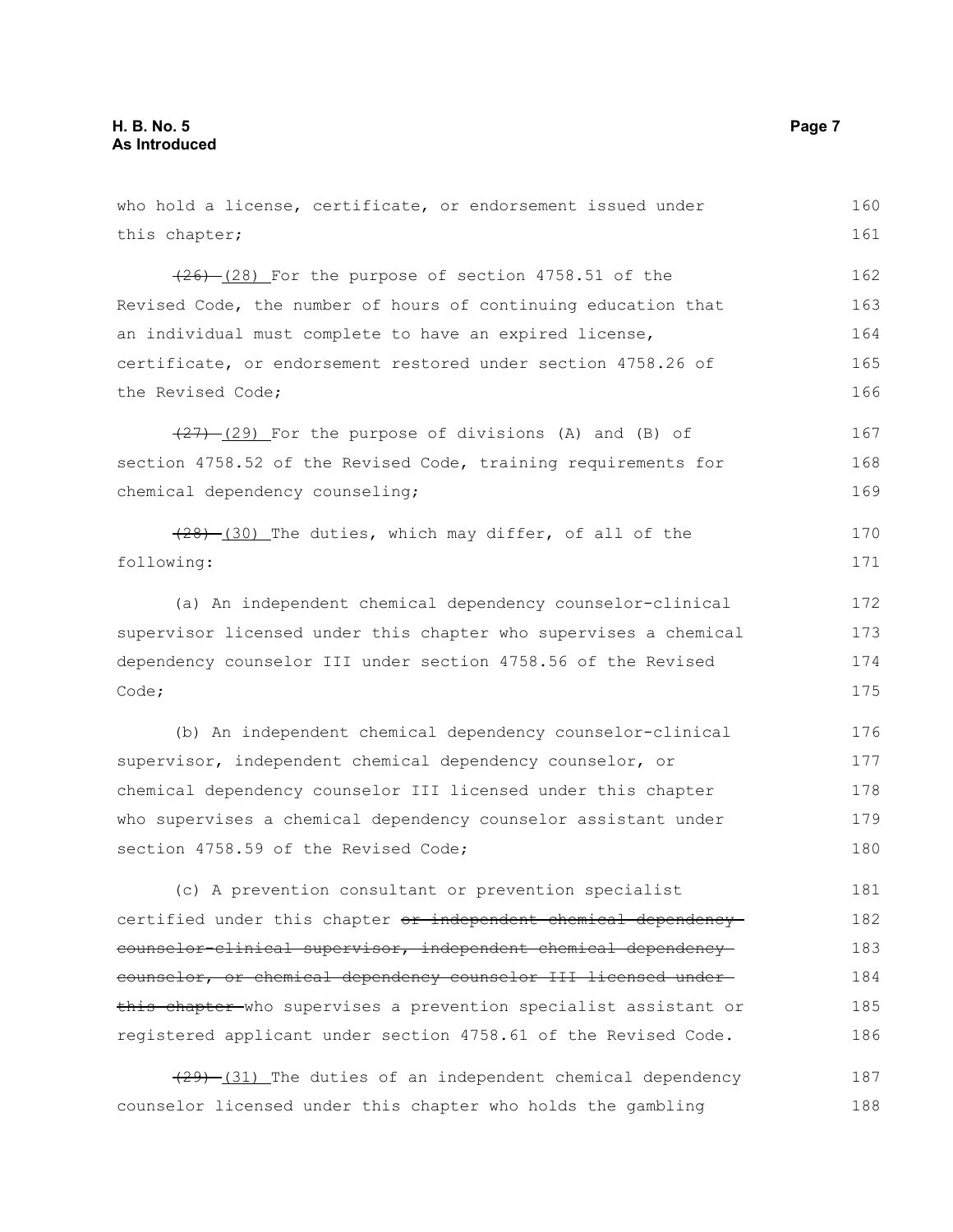who hold a license, certificate, or endorsement issued under this chapter;

~~(26)~~ (28) For the purpose of section 4758.51 of the Revised Code, the number of hours of continuing education that an individual must complete to have an expired license, certificate, or endorsement restored under section 4758.26 of the Revised Code;

~~(27)~~ (29) For the purpose of divisions (A) and (B) of section 4758.52 of the Revised Code, training requirements for chemical dependency counseling;

~~(28)~~ (30) The duties, which may differ, of all of the following:

(a) An independent chemical dependency counselor-clinical supervisor licensed under this chapter who supervises a chemical dependency counselor III under section 4758.56 of the Revised Code;

(b) An independent chemical dependency counselor-clinical supervisor, independent chemical dependency counselor, or chemical dependency counselor III licensed under this chapter who supervises a chemical dependency counselor assistant under section 4758.59 of the Revised Code;

(c) A prevention consultant or prevention specialist certified under this chapter ~~or independent chemical dependency counselor-clinical supervisor, independent chemical dependency counselor, or chemical dependency counselor III licensed under this chapter~~ who supervises a prevention specialist assistant or registered applicant under section 4758.61 of the Revised Code.

~~(29)~~ (31) The duties of an independent chemical dependency counselor licensed under this chapter who holds the gambling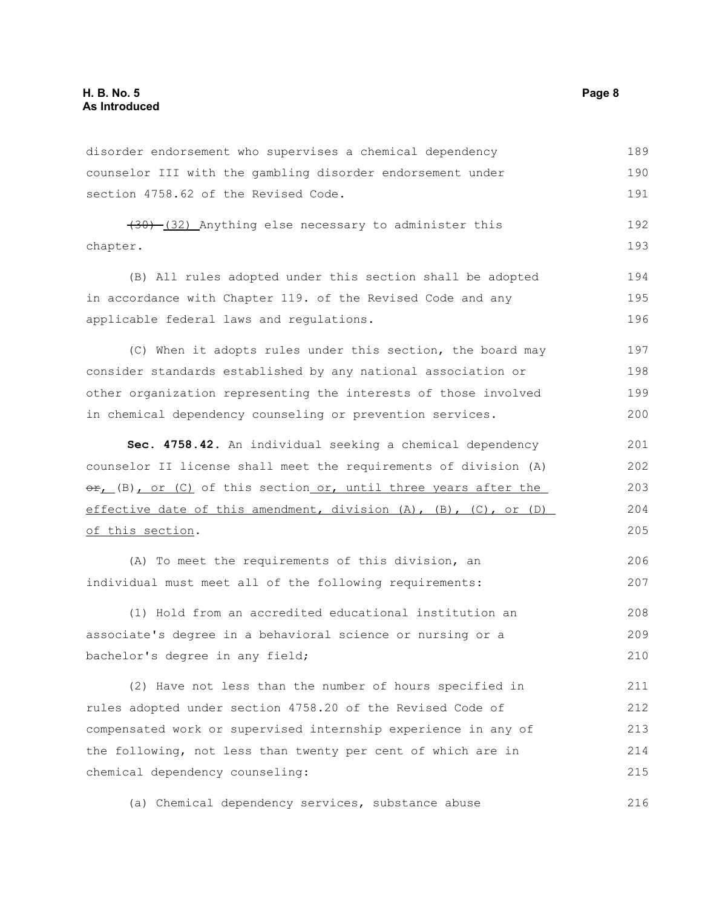disorder endorsement who supervises a chemical dependency counselor III with the gambling disorder endorsement under section 4758.62 of the Revised Code.

~~(30)~~ (32) Anything else necessary to administer this chapter.

(B) All rules adopted under this section shall be adopted in accordance with Chapter 119. of the Revised Code and any applicable federal laws and regulations.

(C) When it adopts rules under this section, the board may consider standards established by any national association or other organization representing the interests of those involved in chemical dependency counseling or prevention services.

**Sec. 4758.42.** An individual seeking a chemical dependency counselor II license shall meet the requirements of division (A) ~~or~~, (B), or (C) of this section or, until three years after the effective date of this amendment, division (A), (B), (C), or (D) of this section.

(A) To meet the requirements of this division, an individual must meet all of the following requirements:

(1) Hold from an accredited educational institution an associate's degree in a behavioral science or nursing or a bachelor's degree in any field;

(2) Have not less than the number of hours specified in rules adopted under section 4758.20 of the Revised Code of compensated work or supervised internship experience in any of the following, not less than twenty per cent of which are in chemical dependency counseling:

(a) Chemical dependency services, substance abuse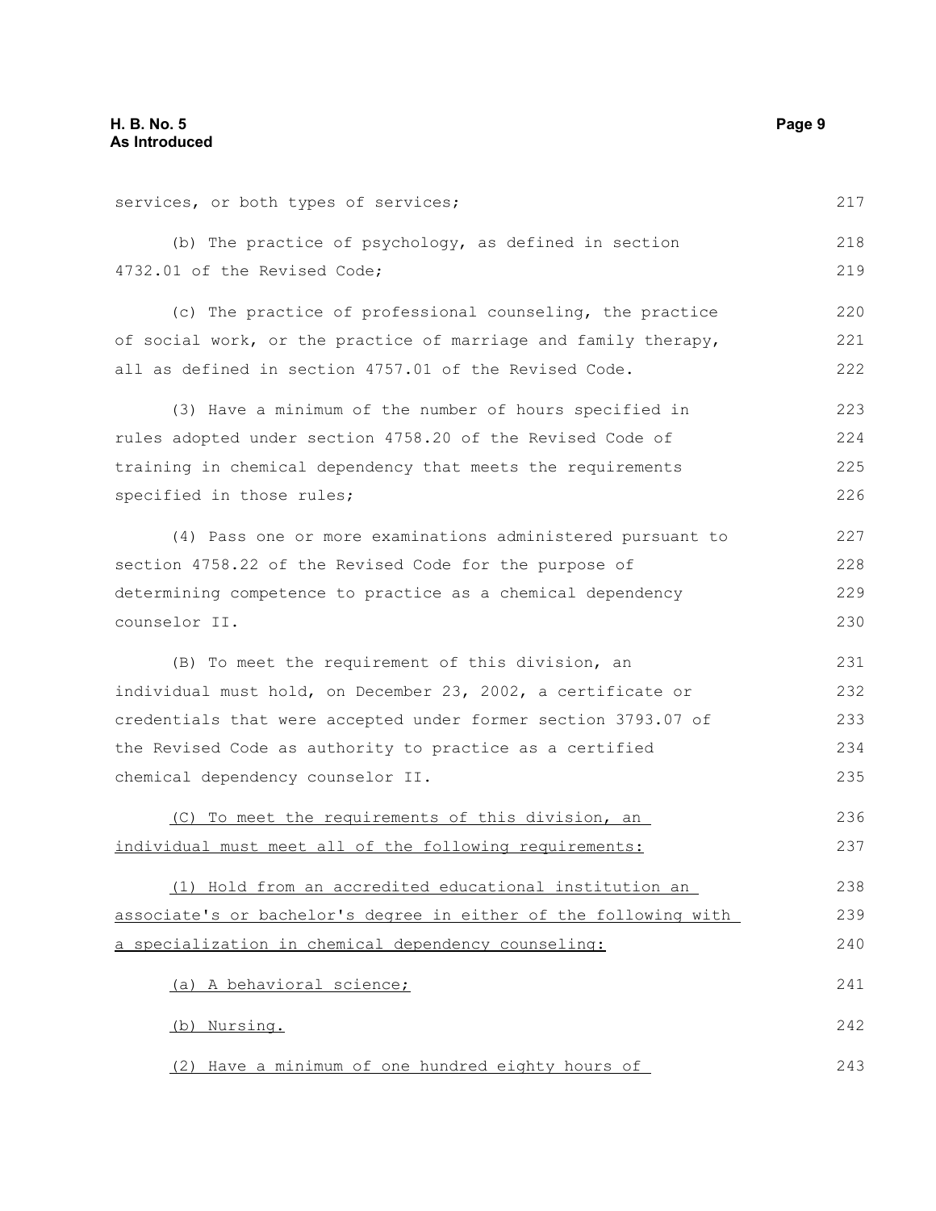services, or both types of services;

(b) The practice of psychology, as defined in section 4732.01 of the Revised Code;

(c) The practice of professional counseling, the practice of social work, or the practice of marriage and family therapy, all as defined in section 4757.01 of the Revised Code.

(3) Have a minimum of the number of hours specified in rules adopted under section 4758.20 of the Revised Code of training in chemical dependency that meets the requirements specified in those rules;

(4) Pass one or more examinations administered pursuant to section 4758.22 of the Revised Code for the purpose of determining competence to practice as a chemical dependency counselor II.

(B) To meet the requirement of this division, an individual must hold, on December 23, 2002, a certificate or credentials that were accepted under former section 3793.07 of the Revised Code as authority to practice as a certified chemical dependency counselor II.

<u>(C) To meet the requirements of this division, an individual must meet all of the following requirements:</u>

<u>(1) Hold from an accredited educational institution an associate's or bachelor's degree in either of the following with a specialization in chemical dependency counseling:</u>

<u>(a) A behavioral science;</u>

<u>(b) Nursing.</u>

<u>(2) Have a minimum of one hundred eighty hours of</u>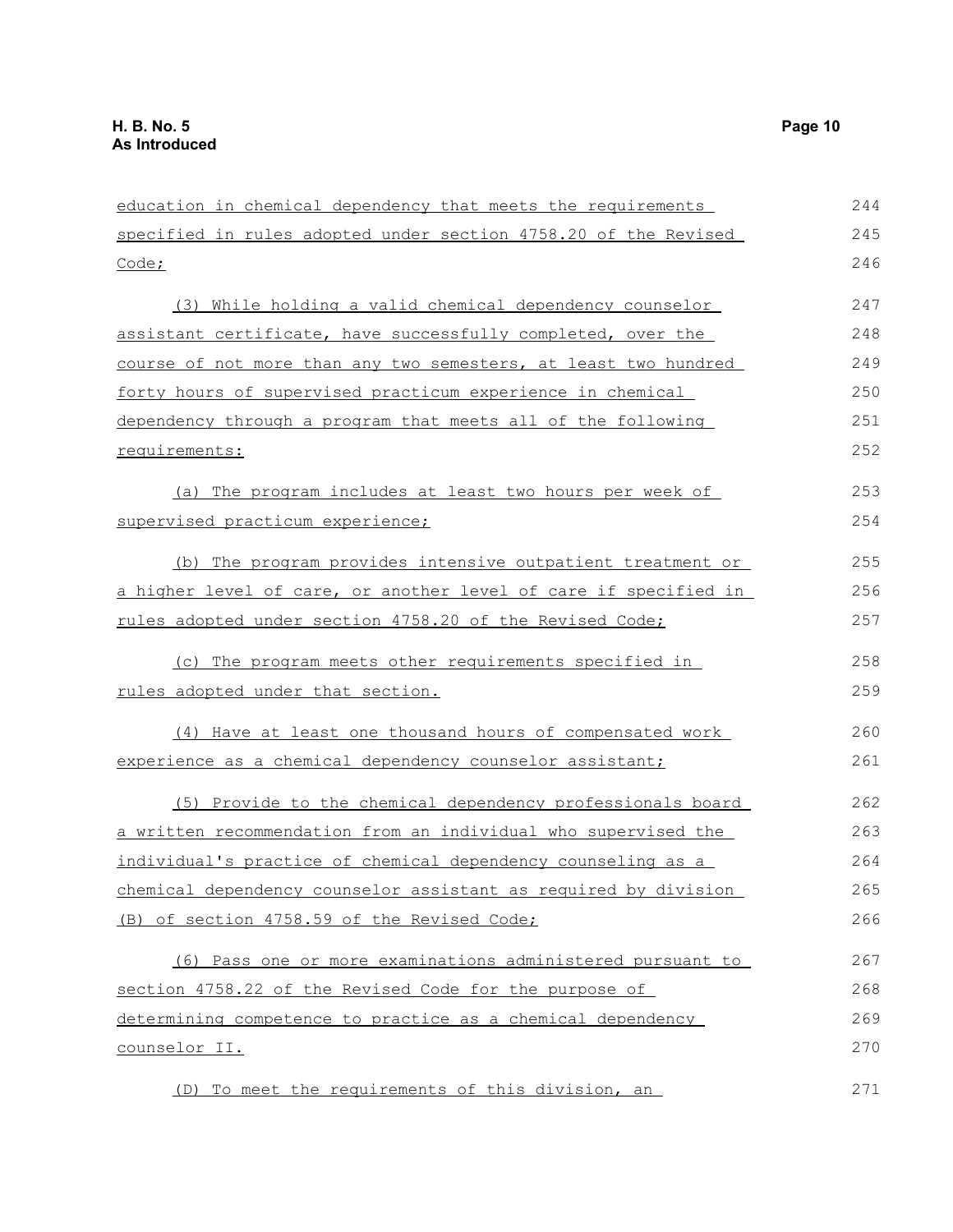education in chemical dependency that meets the requirements specified in rules adopted under section 4758.20 of the Revised Code;

(3) While holding a valid chemical dependency counselor assistant certificate, have successfully completed, over the course of not more than any two semesters, at least two hundred forty hours of supervised practicum experience in chemical dependency through a program that meets all of the following requirements:

(a) The program includes at least two hours per week of supervised practicum experience;

(b) The program provides intensive outpatient treatment or a higher level of care, or another level of care if specified in rules adopted under section 4758.20 of the Revised Code;

(c) The program meets other requirements specified in rules adopted under that section.

(4) Have at least one thousand hours of compensated work experience as a chemical dependency counselor assistant;

(5) Provide to the chemical dependency professionals board a written recommendation from an individual who supervised the individual's practice of chemical dependency counseling as a chemical dependency counselor assistant as required by division (B) of section 4758.59 of the Revised Code;

(6) Pass one or more examinations administered pursuant to section 4758.22 of the Revised Code for the purpose of determining competence to practice as a chemical dependency counselor II.

(D) To meet the requirements of this division, an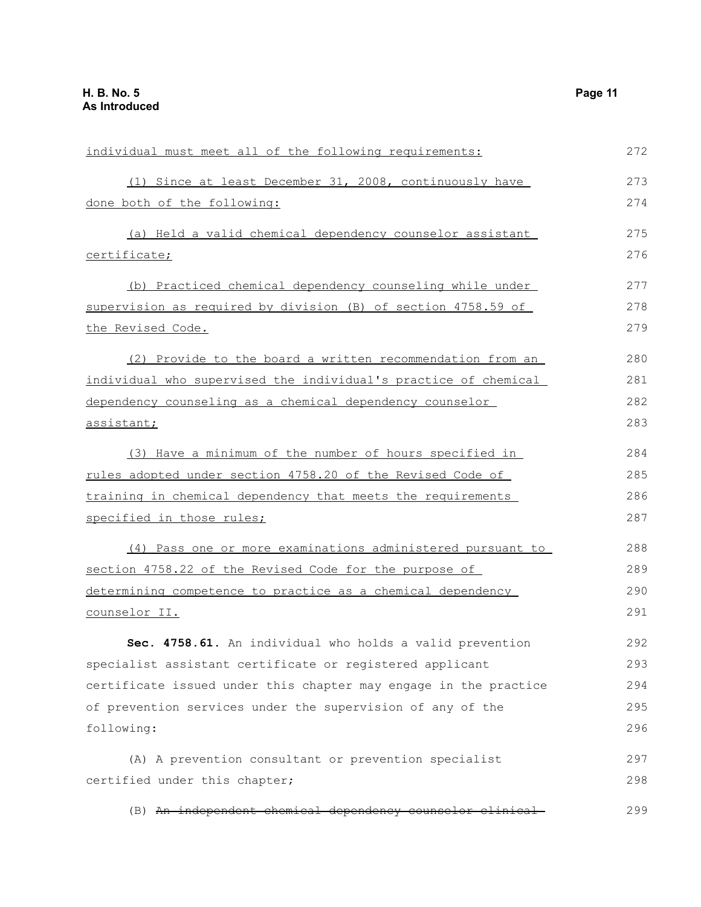individual must meet all of the following requirements:

(1) Since at least December 31, 2008, continuously have done both of the following:

(a) Held a valid chemical dependency counselor assistant certificate;

(b) Practiced chemical dependency counseling while under supervision as required by division (B) of section 4758.59 of the Revised Code.

(2) Provide to the board a written recommendation from an individual who supervised the individual's practice of chemical dependency counseling as a chemical dependency counselor assistant;

(3) Have a minimum of the number of hours specified in rules adopted under section 4758.20 of the Revised Code of training in chemical dependency that meets the requirements specified in those rules;

(4) Pass one or more examinations administered pursuant to section 4758.22 of the Revised Code for the purpose of determining competence to practice as a chemical dependency counselor II.

**Sec. 4758.61.** An individual who holds a valid prevention specialist assistant certificate or registered applicant certificate issued under this chapter may engage in the practice of prevention services under the supervision of any of the following:

(A) A prevention consultant or prevention specialist certified under this chapter;

(B) ~~An independent chemical dependency counselor clinical~~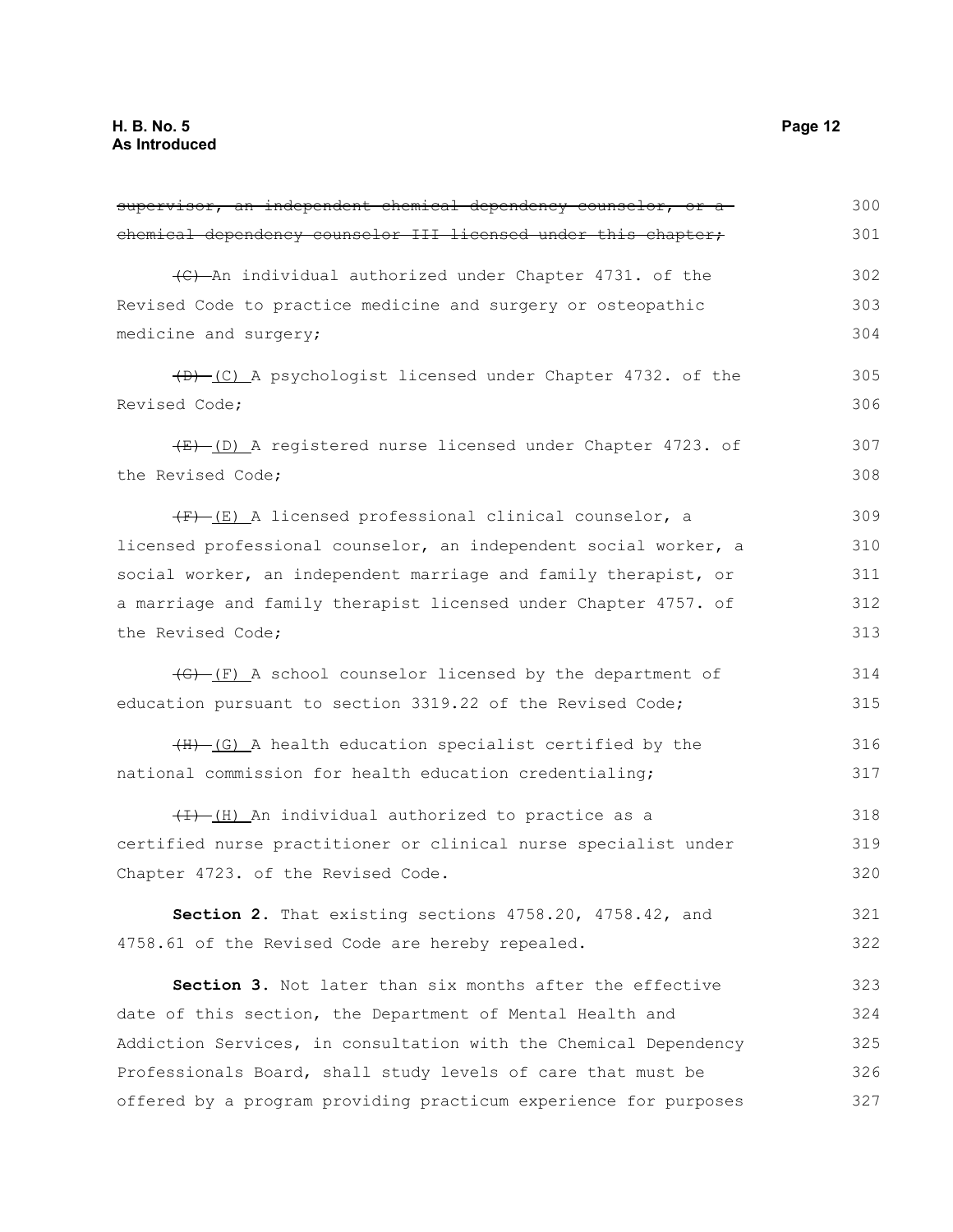~~supervisor, an independent chemical dependency counselor, or a chemical dependency counselor III licensed under this chapter;~~

~~(C)~~ An individual authorized under Chapter 4731. of the Revised Code to practice medicine and surgery or osteopathic medicine and surgery;

~~(D)~~ (C) A psychologist licensed under Chapter 4732. of the Revised Code;

~~(E)~~ (D) A registered nurse licensed under Chapter 4723. of the Revised Code;

~~(F)~~ (E) A licensed professional clinical counselor, a licensed professional counselor, an independent social worker, a social worker, an independent marriage and family therapist, or a marriage and family therapist licensed under Chapter 4757. of the Revised Code;

~~(G)~~ (F) A school counselor licensed by the department of education pursuant to section 3319.22 of the Revised Code;

~~(H)~~ (G) A health education specialist certified by the national commission for health education credentialing;

~~(I)~~ (H) An individual authorized to practice as a certified nurse practitioner or clinical nurse specialist under Chapter 4723. of the Revised Code.

**Section 2.** That existing sections 4758.20, 4758.42, and 4758.61 of the Revised Code are hereby repealed.

**Section 3.** Not later than six months after the effective date of this section, the Department of Mental Health and Addiction Services, in consultation with the Chemical Dependency Professionals Board, shall study levels of care that must be offered by a program providing practicum experience for purposes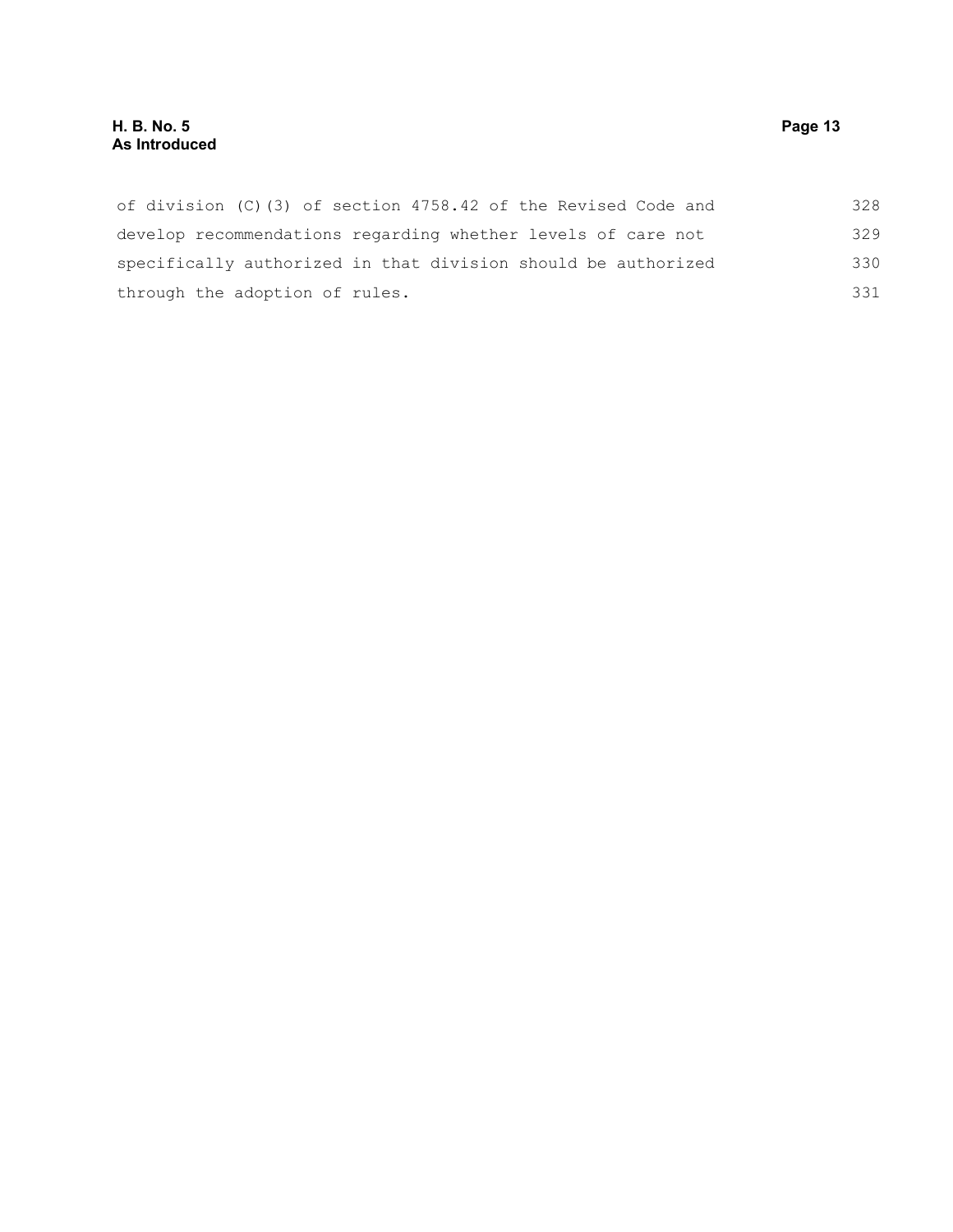of division (C)(3) of section 4758.42 of the Revised Code and develop recommendations regarding whether levels of care not specifically authorized in that division should be authorized through the adoption of rules.